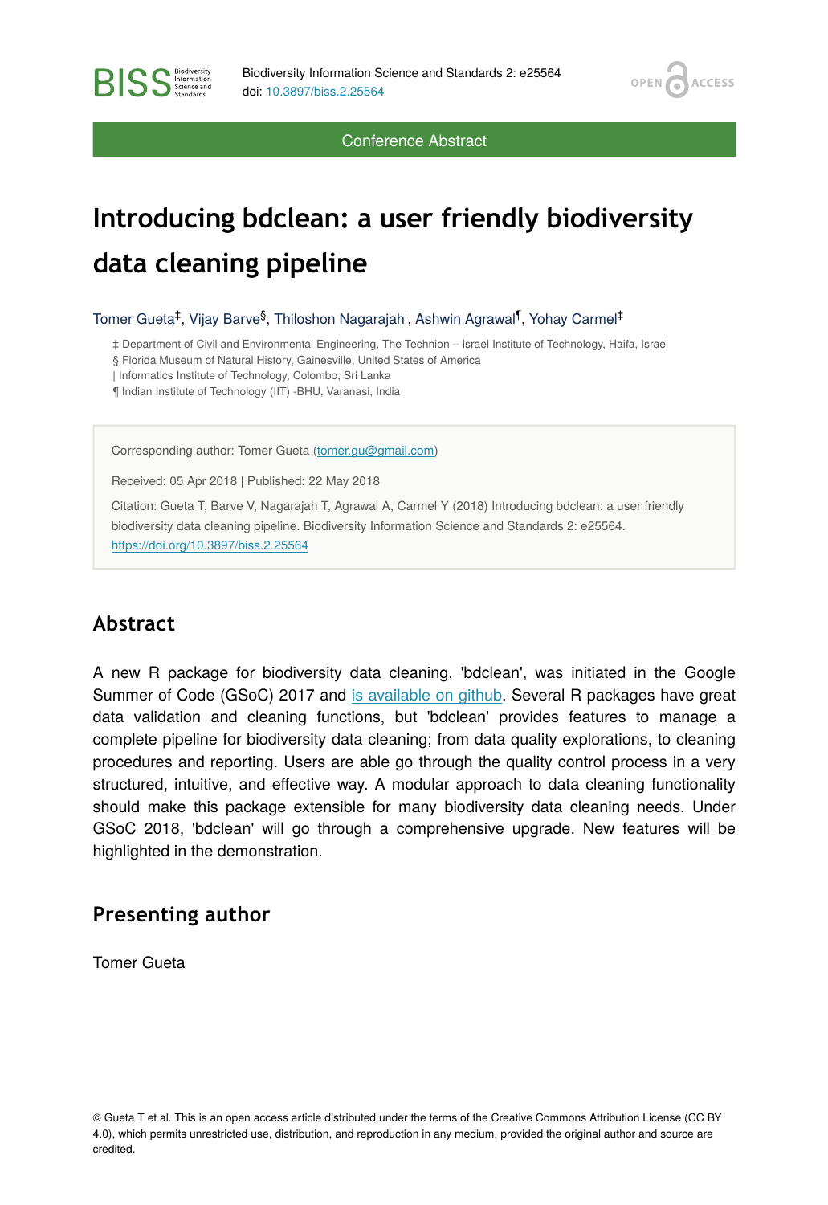Conference Abstract

# Introducing bdclean: a user friendly biodiversity data cleaning pipeline

Tomer Gueta[‡], Vijay Barve[§], Thiloshon Nagarajah[|], Ashwin Agrawal[¶], Yohay Carmel[‡]

‡ Department of Civil and Environmental Engineering, The Technion – Israel Institute of Technology, Haifa, Israel
§ Florida Museum of Natural History, Gainesville, United States of America
| Informatics Institute of Technology, Colombo, Sri Lanka
¶ Indian Institute of Technology (IIT) -BHU, Varanasi, India

Corresponding author: Tomer Gueta (tomer.gu@gmail.com)

Received: 05 Apr 2018 | Published: 22 May 2018

Citation: Gueta T, Barve V, Nagarajah T, Agrawal A, Carmel Y (2018) Introducing bdclean: a user friendly biodiversity data cleaning pipeline. Biodiversity Information Science and Standards 2: e25564. https://doi.org/10.3897/biss.2.25564

## Abstract

A new R package for biodiversity data cleaning, 'bdclean', was initiated in the Google Summer of Code (GSoC) 2017 and is available on github. Several R packages have great data validation and cleaning functions, but 'bdclean' provides features to manage a complete pipeline for biodiversity data cleaning; from data quality explorations, to cleaning procedures and reporting. Users are able go through the quality control process in a very structured, intuitive, and effective way. A modular approach to data cleaning functionality should make this package extensible for many biodiversity data cleaning needs. Under GSoC 2018, 'bdclean' will go through a comprehensive upgrade. New features will be highlighted in the demonstration.

## Presenting author

Tomer Gueta

© Gueta T et al. This is an open access article distributed under the terms of the Creative Commons Attribution License (CC BY 4.0), which permits unrestricted use, distribution, and reproduction in any medium, provided the original author and source are credited.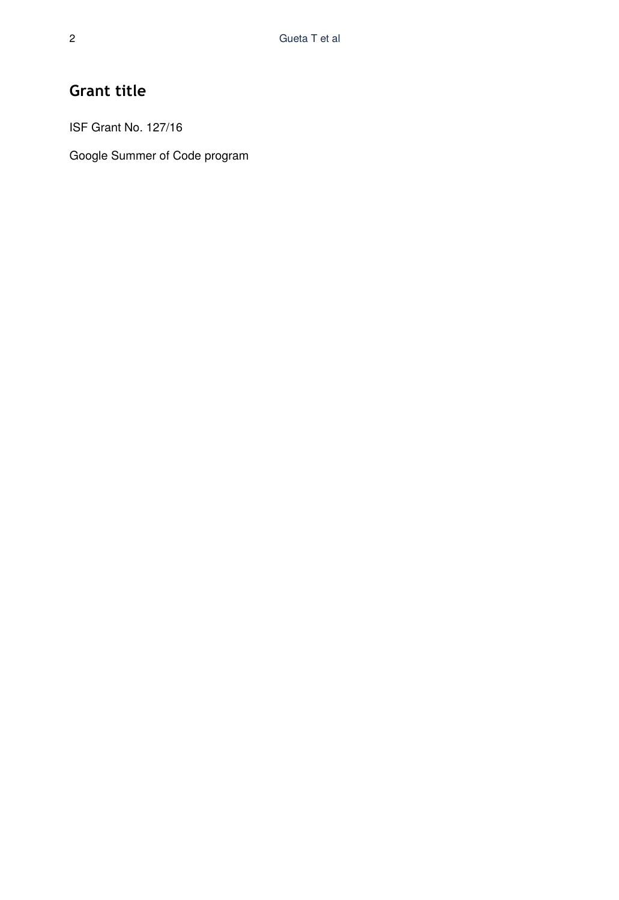## Grant title

ISF Grant No. 127/16

Google Summer of Code program